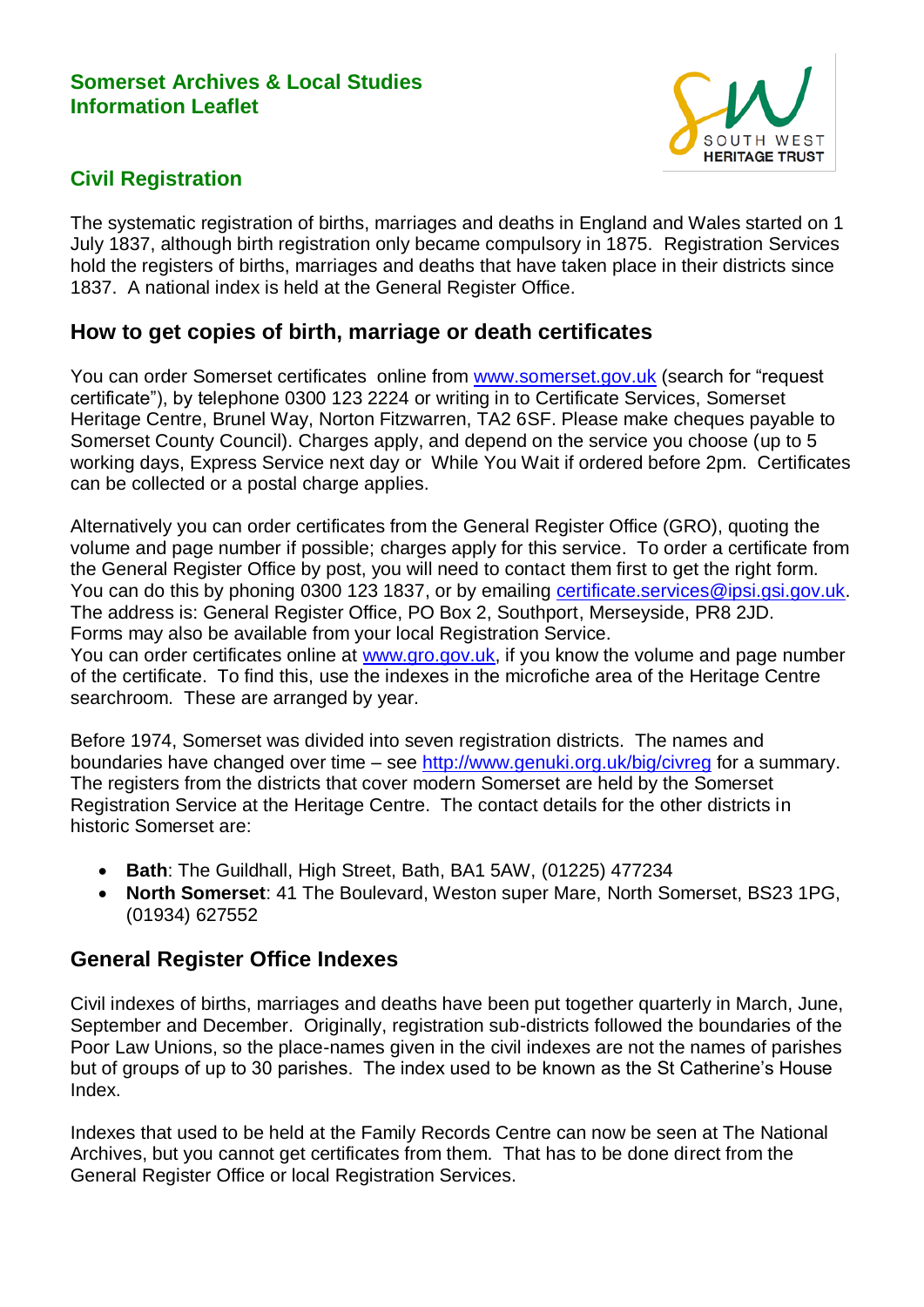**Somerset Archives & Local Studies**
**Information Leaflet**

## Civil Registration

The systematic registration of births, marriages and deaths in England and Wales started on 1 July 1837, although birth registration only became compulsory in 1875. Registration Services hold the registers of births, marriages and deaths that have taken place in their districts since 1837. A national index is held at the General Register Office.

### How to get copies of birth, marriage or death certificates

You can order Somerset certificates online from www.somerset.gov.uk (search for "request certificate"), by telephone 0300 123 2224 or writing in to Certificate Services, Somerset Heritage Centre, Brunel Way, Norton Fitzwarren, TA2 6SF. Please make cheques payable to Somerset County Council). Charges apply, and depend on the service you choose (up to 5 working days, Express Service next day or While You Wait if ordered before 2pm. Certificates can be collected or a postal charge applies.

Alternatively you can order certificates from the General Register Office (GRO), quoting the volume and page number if possible; charges apply for this service. To order a certificate from the General Register Office by post, you will need to contact them first to get the right form. You can do this by phoning 0300 123 1837, or by emailing certificate.services@ipsi.gsi.gov.uk. The address is: General Register Office, PO Box 2, Southport, Merseyside, PR8 2JD. Forms may also be available from your local Registration Service.
You can order certificates online at www.gro.gov.uk, if you know the volume and page number of the certificate. To find this, use the indexes in the microfiche area of the Heritage Centre searchroom. These are arranged by year.

Before 1974, Somerset was divided into seven registration districts. The names and boundaries have changed over time – see http://www.genuki.org.uk/big/civreg for a summary. The registers from the districts that cover modern Somerset are held by the Somerset Registration Service at the Heritage Centre. The contact details for the other districts in historic Somerset are:

- **Bath**: The Guildhall, High Street, Bath, BA1 5AW, (01225) 477234
- **North Somerset**: 41 The Boulevard, Weston super Mare, North Somerset, BS23 1PG, (01934) 627552

### General Register Office Indexes

Civil indexes of births, marriages and deaths have been put together quarterly in March, June, September and December. Originally, registration sub-districts followed the boundaries of the Poor Law Unions, so the place-names given in the civil indexes are not the names of parishes but of groups of up to 30 parishes. The index used to be known as the St Catherine's House Index.

Indexes that used to be held at the Family Records Centre can now be seen at The National Archives, but you cannot get certificates from them. That has to be done direct from the General Register Office or local Registration Services.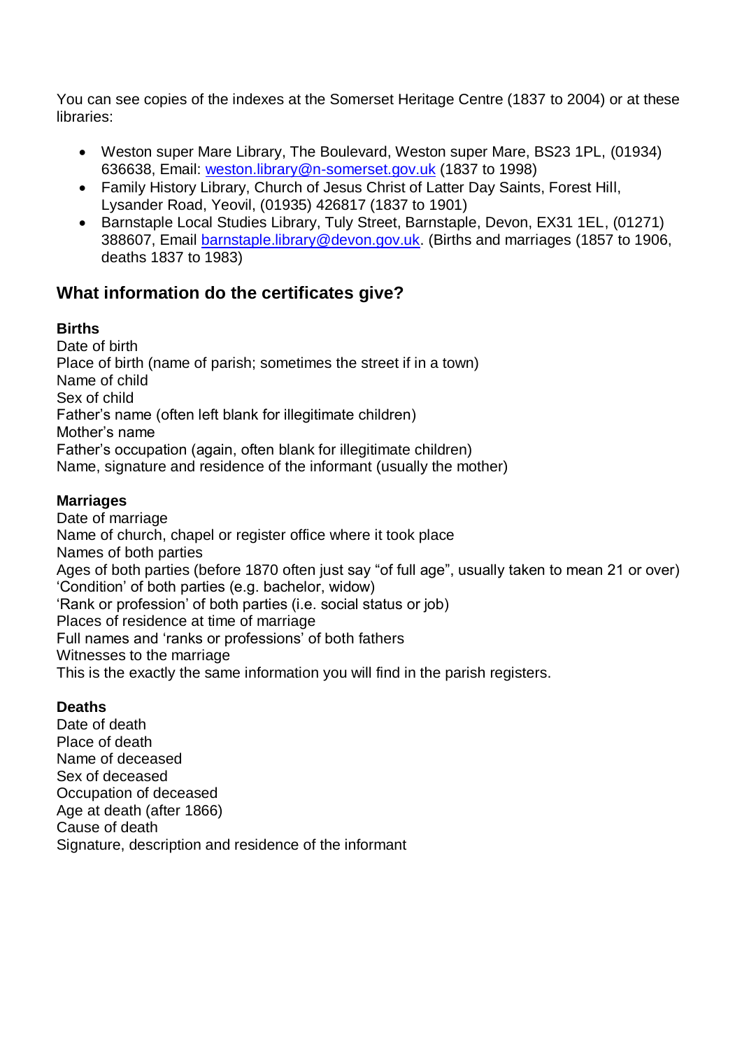You can see copies of the indexes at the Somerset Heritage Centre (1837 to 2004) or at these libraries:

- Weston super Mare Library, The Boulevard, Weston super Mare, BS23 1PL, (01934) 636638, Email: weston.library@n-somerset.gov.uk (1837 to 1998)
- Family History Library, Church of Jesus Christ of Latter Day Saints, Forest Hill, Lysander Road, Yeovil, (01935) 426817 (1837 to 1901)
- Barnstaple Local Studies Library, Tuly Street, Barnstaple, Devon, EX31 1EL, (01271) 388607, Email barnstaple.library@devon.gov.uk. (Births and marriages (1857 to 1906, deaths 1837 to 1983)

## What information do the certificates give?

**Births**
Date of birth
Place of birth (name of parish; sometimes the street if in a town)
Name of child
Sex of child
Father's name (often left blank for illegitimate children)
Mother's name
Father's occupation (again, often blank for illegitimate children)
Name, signature and residence of the informant (usually the mother)

**Marriages**
Date of marriage
Name of church, chapel or register office where it took place
Names of both parties
Ages of both parties (before 1870 often just say "of full age", usually taken to mean 21 or over)
'Condition' of both parties (e.g. bachelor, widow)
'Rank or profession' of both parties (i.e. social status or job)
Places of residence at time of marriage
Full names and 'ranks or professions' of both fathers
Witnesses to the marriage
This is the exactly the same information you will find in the parish registers.

**Deaths**
Date of death
Place of death
Name of deceased
Sex of deceased
Occupation of deceased
Age at death (after 1866)
Cause of death
Signature, description and residence of the informant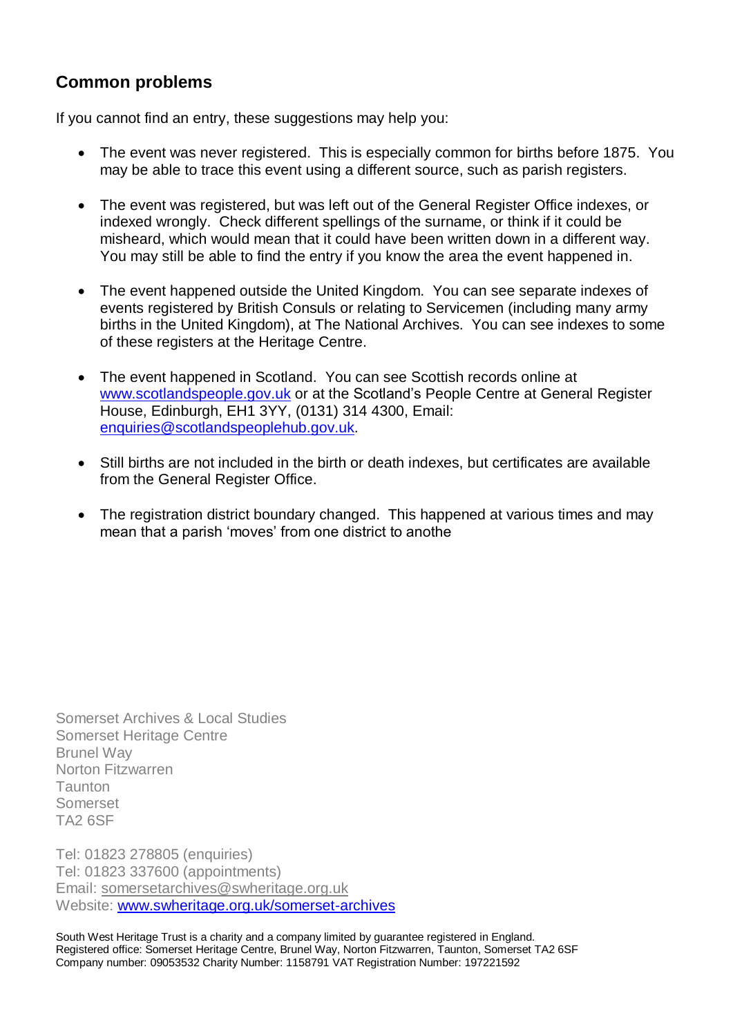## Common problems

If you cannot find an entry, these suggestions may help you:

- The event was never registered. This is especially common for births before 1875. You may be able to trace this event using a different source, such as parish registers.

- The event was registered, but was left out of the General Register Office indexes, or indexed wrongly. Check different spellings of the surname, or think if it could be misheard, which would mean that it could have been written down in a different way. You may still be able to find the entry if you know the area the event happened in.

- The event happened outside the United Kingdom. You can see separate indexes of events registered by British Consuls or relating to Servicemen (including many army births in the United Kingdom), at The National Archives. You can see indexes to some of these registers at the Heritage Centre.

- The event happened in Scotland. You can see Scottish records online at www.scotlandspeople.gov.uk or at the Scotland's People Centre at General Register House, Edinburgh, EH1 3YY, (0131) 314 4300, Email: enquiries@scotlandspeoplehub.gov.uk.

- Still births are not included in the birth or death indexes, but certificates are available from the General Register Office.

- The registration district boundary changed. This happened at various times and may mean that a parish 'moves' from one district to anothe

Somerset Archives & Local Studies
Somerset Heritage Centre
Brunel Way
Norton Fitzwarren
Taunton
Somerset
TA2 6SF

Tel: 01823 278805 (enquiries)
Tel: 01823 337600 (appointments)
Email: somersetarchives@swheritage.org.uk
Website: www.swheritage.org.uk/somerset-archives

South West Heritage Trust is a charity and a company limited by guarantee registered in England.
Registered office: Somerset Heritage Centre, Brunel Way, Norton Fitzwarren, Taunton, Somerset TA2 6SF
Company number: 09053532 Charity Number: 1158791 VAT Registration Number: 197221592